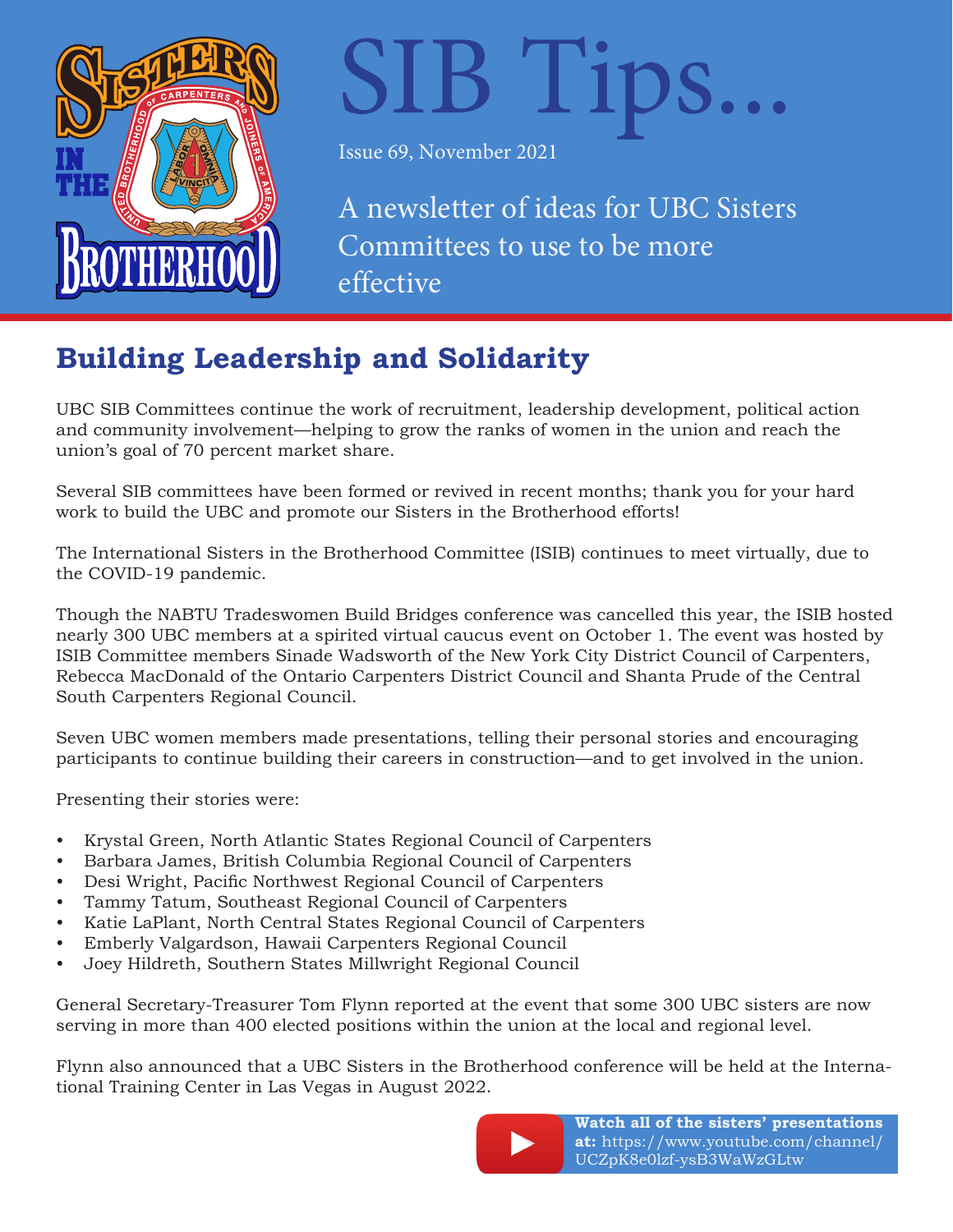# SIB Tips...

Issue 69, November 2021

A newsletter of ideas for UBC Sisters Committees to use to be more effective

## Building Leadership and Solidarity

UBC SIB Committees continue the work of recruitment, leadership development, political action and community involvement—helping to grow the ranks of women in the union and reach the union's goal of 70 percent market share.

Several SIB committees have been formed or revived in recent months; thank you for your hard work to build the UBC and promote our Sisters in the Brotherhood efforts!

The International Sisters in the Brotherhood Committee (ISIB) continues to meet virtually, due to the COVID-19 pandemic.

Though the NABTU Tradeswomen Build Bridges conference was cancelled this year, the ISIB hosted nearly 300 UBC members at a spirited virtual caucus event on October 1. The event was hosted by ISIB Committee members Sinade Wadsworth of the New York City District Council of Carpenters, Rebecca MacDonald of the Ontario Carpenters District Council and Shanta Prude of the Central South Carpenters Regional Council.

Seven UBC women members made presentations, telling their personal stories and encouraging participants to continue building their careers in construction—and to get involved in the union.

Presenting their stories were:

- Krystal Green, North Atlantic States Regional Council of Carpenters
- Barbara James, British Columbia Regional Council of Carpenters
- Desi Wright, Pacific Northwest Regional Council of Carpenters
- Tammy Tatum, Southeast Regional Council of Carpenters
- Katie LaPlant, North Central States Regional Council of Carpenters
- Emberly Valgardson, Hawaii Carpenters Regional Council
- Joey Hildreth, Southern States Millwright Regional Council

General Secretary-Treasurer Tom Flynn reported at the event that some 300 UBC sisters are now serving in more than 400 elected positions within the union at the local and regional level.

Flynn also announced that a UBC Sisters in the Brotherhood conference will be held at the International Training Center in Las Vegas in August 2022.

**Watch all of the sisters' presentations at:** https://www.youtube.com/channel/UCZpK8e0lzf-ysB3WaWzGLtw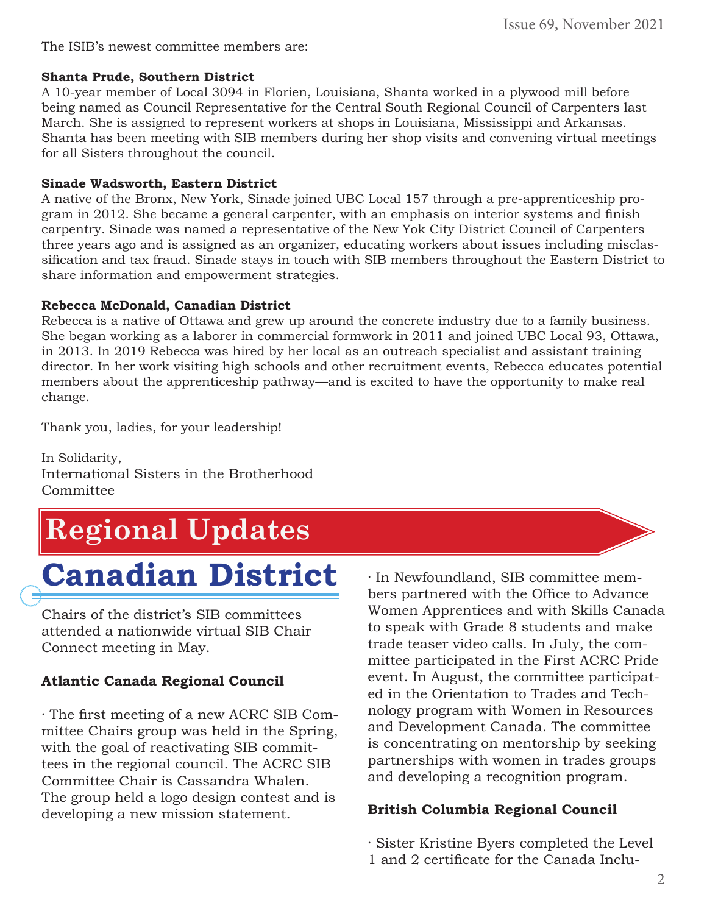The ISIB's newest committee members are:

**Shanta Prude, Southern District**
A 10-year member of Local 3094 in Florien, Louisiana, Shanta worked in a plywood mill before being named as Council Representative for the Central South Regional Council of Carpenters last March. She is assigned to represent workers at shops in Louisiana, Mississippi and Arkansas. Shanta has been meeting with SIB members during her shop visits and convening virtual meetings for all Sisters throughout the council.

**Sinade Wadsworth, Eastern District**
A native of the Bronx, New York, Sinade joined UBC Local 157 through a pre-apprenticeship program in 2012. She became a general carpenter, with an emphasis on interior systems and finish carpentry. Sinade was named a representative of the New Yok City District Council of Carpenters three years ago and is assigned as an organizer, educating workers about issues including misclassification and tax fraud. Sinade stays in touch with SIB members throughout the Eastern District to share information and empowerment strategies.

**Rebecca McDonald, Canadian District**
Rebecca is a native of Ottawa and grew up around the concrete industry due to a family business. She began working as a laborer in commercial formwork in 2011 and joined UBC Local 93, Ottawa, in 2013. In 2019 Rebecca was hired by her local as an outreach specialist and assistant training director. In her work visiting high schools and other recruitment events, Rebecca educates potential members about the apprenticeship pathway—and is excited to have the opportunity to make real change.

Thank you, ladies, for your leadership!

In Solidarity,
International Sisters in the Brotherhood Committee

# Regional Updates

## Canadian District

Chairs of the district's SIB committees attended a nationwide virtual SIB Chair Connect meeting in May.

### Atlantic Canada Regional Council

· The first meeting of a new ACRC SIB Committee Chairs group was held in the Spring, with the goal of reactivating SIB committees in the regional council. The ACRC SIB Committee Chair is Cassandra Whalen. The group held a logo design contest and is developing a new mission statement.

· In Newfoundland, SIB committee members partnered with the Office to Advance Women Apprentices and with Skills Canada to speak with Grade 8 students and make trade teaser video calls. In July, the committee participated in the First ACRC Pride event. In August, the committee participated in the Orientation to Trades and Technology program with Women in Resources and Development Canada. The committee is concentrating on mentorship by seeking partnerships with women in trades groups and developing a recognition program.

### British Columbia Regional Council

· Sister Kristine Byers completed the Level 1 and 2 certificate for the Canada Inclu-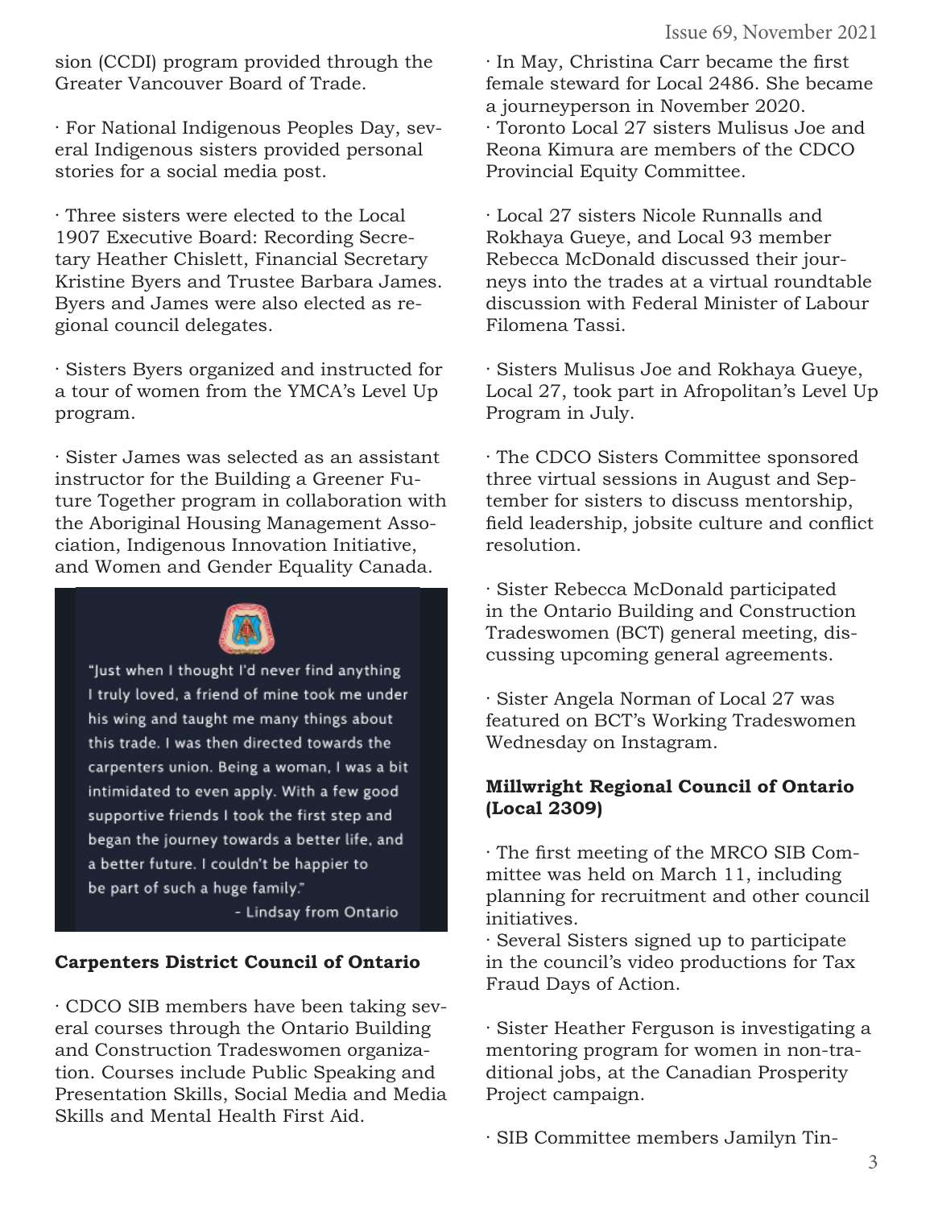sion (CCDI) program provided through the Greater Vancouver Board of Trade.

· For National Indigenous Peoples Day, several Indigenous sisters provided personal stories for a social media post.

· Three sisters were elected to the Local 1907 Executive Board: Recording Secretary Heather Chislett, Financial Secretary Kristine Byers and Trustee Barbara James. Byers and James were also elected as regional council delegates.

· Sisters Byers organized and instructed for a tour of women from the YMCA's Level Up program.

· Sister James was selected as an assistant instructor for the Building a Greener Future Together program in collaboration with the Aboriginal Housing Management Association, Indigenous Innovation Initiative, and Women and Gender Equality Canada.

"Just when I thought I'd never find anything I truly loved, a friend of mine took me under his wing and taught me many things about this trade. I was then directed towards the carpenters union. Being a woman, I was a bit intimidated to even apply. With a few good supportive friends I took the first step and began the journey towards a better life, and a better future. I couldn't be happier to be part of such a huge family."

- Lindsay from Ontario

**Carpenters District Council of Ontario**

· CDCO SIB members have been taking several courses through the Ontario Building and Construction Tradeswomen organization. Courses include Public Speaking and Presentation Skills, Social Media and Media Skills and Mental Health First Aid.

· In May, Christina Carr became the first female steward for Local 2486. She became a journeyperson in November 2020.
· Toronto Local 27 sisters Mulisus Joe and Reona Kimura are members of the CDCO Provincial Equity Committee.

· Local 27 sisters Nicole Runnalls and Rokhaya Gueye, and Local 93 member Rebecca McDonald discussed their journeys into the trades at a virtual roundtable discussion with Federal Minister of Labour Filomena Tassi.

· Sisters Mulisus Joe and Rokhaya Gueye, Local 27, took part in Afropolitan's Level Up Program in July.

· The CDCO Sisters Committee sponsored three virtual sessions in August and September for sisters to discuss mentorship, field leadership, jobsite culture and conflict resolution.

· Sister Rebecca McDonald participated in the Ontario Building and Construction Tradeswomen (BCT) general meeting, discussing upcoming general agreements.

· Sister Angela Norman of Local 27 was featured on BCT's Working Tradeswomen Wednesday on Instagram.

**Millwright Regional Council of Ontario (Local 2309)**

· The first meeting of the MRCO SIB Committee was held on March 11, including planning for recruitment and other council initiatives.
· Several Sisters signed up to participate in the council's video productions for Tax Fraud Days of Action.

· Sister Heather Ferguson is investigating a mentoring program for women in non-traditional jobs, at the Canadian Prosperity Project campaign.

· SIB Committee members Jamilyn Tin-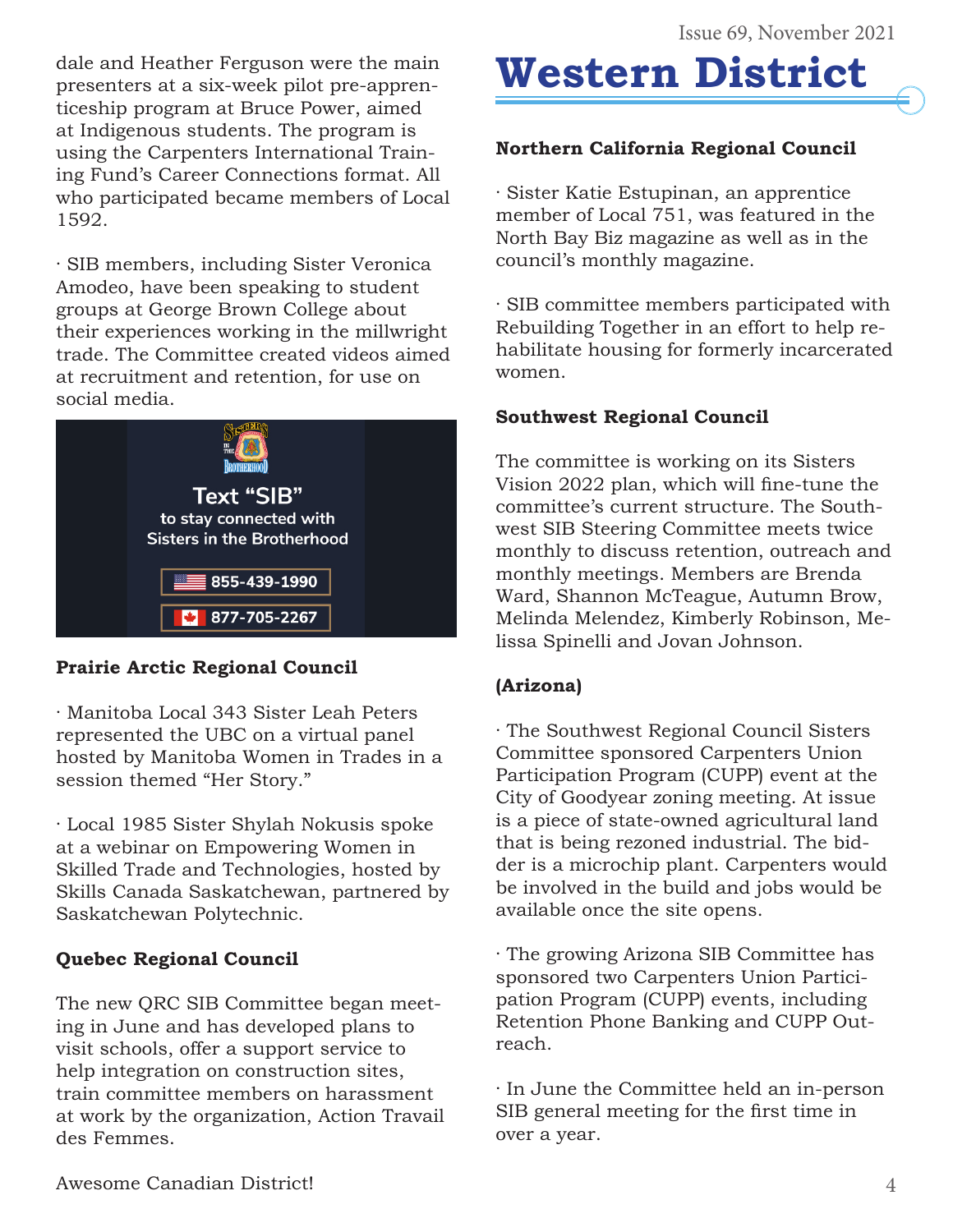dale and Heather Ferguson were the main presenters at a six-week pilot pre-apprenticeship program at Bruce Power, aimed at Indigenous students. The program is using the Carpenters International Training Fund's Career Connections format. All who participated became members of Local 1592.

· SIB members, including Sister Veronica Amodeo, have been speaking to student groups at George Brown College about their experiences working in the millwright trade. The Committee created videos aimed at recruitment and retention, for use on social media.

Text "SIB" to stay connected with Sisters in the Brotherhood

855-439-1990

877-705-2267

**Prairie Arctic Regional Council**

· Manitoba Local 343 Sister Leah Peters represented the UBC on a virtual panel hosted by Manitoba Women in Trades in a session themed "Her Story."

· Local 1985 Sister Shylah Nokusis spoke at a webinar on Empowering Women in Skilled Trade and Technologies, hosted by Skills Canada Saskatchewan, partnered by Saskatchewan Polytechnic.

**Quebec Regional Council**

The new QRC SIB Committee began meeting in June and has developed plans to visit schools, offer a support service to help integration on construction sites, train committee members on harassment at work by the organization, Action Travail des Femmes.

Awesome Canadian District!

# Western District

**Northern California Regional Council**

· Sister Katie Estupinan, an apprentice member of Local 751, was featured in the North Bay Biz magazine as well as in the council's monthly magazine.

· SIB committee members participated with Rebuilding Together in an effort to help rehabilitate housing for formerly incarcerated women.

**Southwest Regional Council**

The committee is working on its Sisters Vision 2022 plan, which will fine-tune the committee's current structure. The Southwest SIB Steering Committee meets twice monthly to discuss retention, outreach and monthly meetings. Members are Brenda Ward, Shannon McTeague, Autumn Brow, Melinda Melendez, Kimberly Robinson, Melissa Spinelli and Jovan Johnson.

**(Arizona)**

· The Southwest Regional Council Sisters Committee sponsored Carpenters Union Participation Program (CUPP) event at the City of Goodyear zoning meeting. At issue is a piece of state-owned agricultural land that is being rezoned industrial. The bidder is a microchip plant. Carpenters would be involved in the build and jobs would be available once the site opens.

· The growing Arizona SIB Committee has sponsored two Carpenters Union Participation Program (CUPP) events, including Retention Phone Banking and CUPP Outreach.

· In June the Committee held an in-person SIB general meeting for the first time in over a year.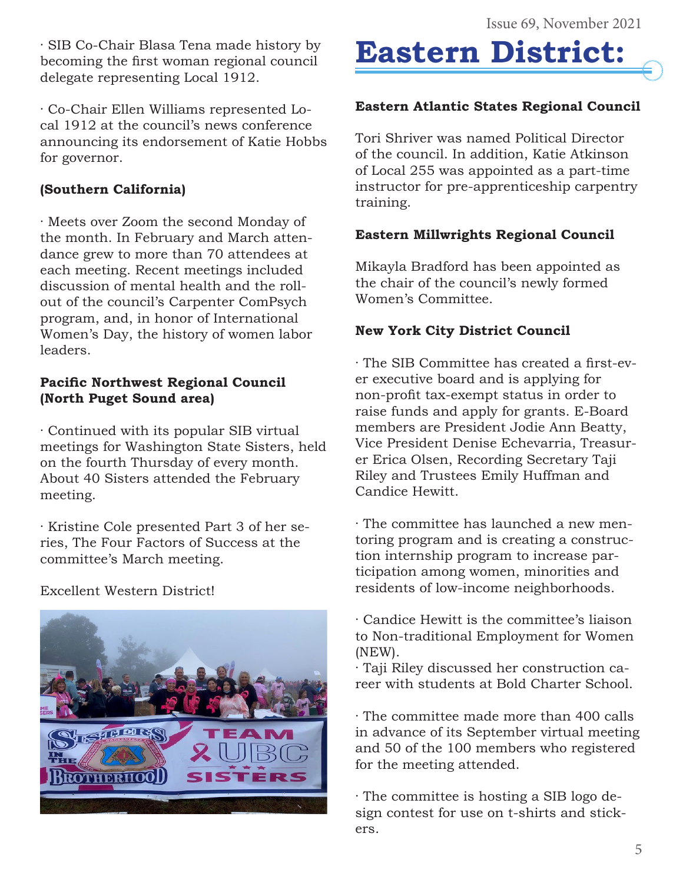· SIB Co-Chair Blasa Tena made history by becoming the first woman regional council delegate representing Local 1912.

· Co-Chair Ellen Williams represented Local 1912 at the council's news conference announcing its endorsement of Katie Hobbs for governor.

**(Southern California)**

· Meets over Zoom the second Monday of the month. In February and March attendance grew to more than 70 attendees at each meeting. Recent meetings included discussion of mental health and the roll-out of the council's Carpenter ComPsych program, and, in honor of International Women's Day, the history of women labor leaders.

**Pacific Northwest Regional Council (North Puget Sound area)**

· Continued with its popular SIB virtual meetings for Washington State Sisters, held on the fourth Thursday of every month. About 40 Sisters attended the February meeting.

· Kristine Cole presented Part 3 of her series, The Four Factors of Success at the committee's March meeting.

Excellent Western District!

# Eastern District:

**Eastern Atlantic States Regional Council**

Tori Shriver was named Political Director of the council. In addition, Katie Atkinson of Local 255 was appointed as a part-time instructor for pre-apprenticeship carpentry training.

**Eastern Millwrights Regional Council**

Mikayla Bradford has been appointed as the chair of the council's newly formed Women's Committee.

**New York City District Council**

· The SIB Committee has created a first-ever executive board and is applying for non-profit tax-exempt status in order to raise funds and apply for grants. E-Board members are President Jodie Ann Beatty, Vice President Denise Echevarria, Treasurer Erica Olsen, Recording Secretary Taji Riley and Trustees Emily Huffman and Candice Hewitt.

· The committee has launched a new mentoring program and is creating a construction internship program to increase participation among women, minorities and residents of low-income neighborhoods.

· Candice Hewitt is the committee's liaison to Non-traditional Employment for Women (NEW).

· Taji Riley discussed her construction career with students at Bold Charter School.

· The committee made more than 400 calls in advance of its September virtual meeting and 50 of the 100 members who registered for the meeting attended.

· The committee is hosting a SIB logo design contest for use on t-shirts and stickers.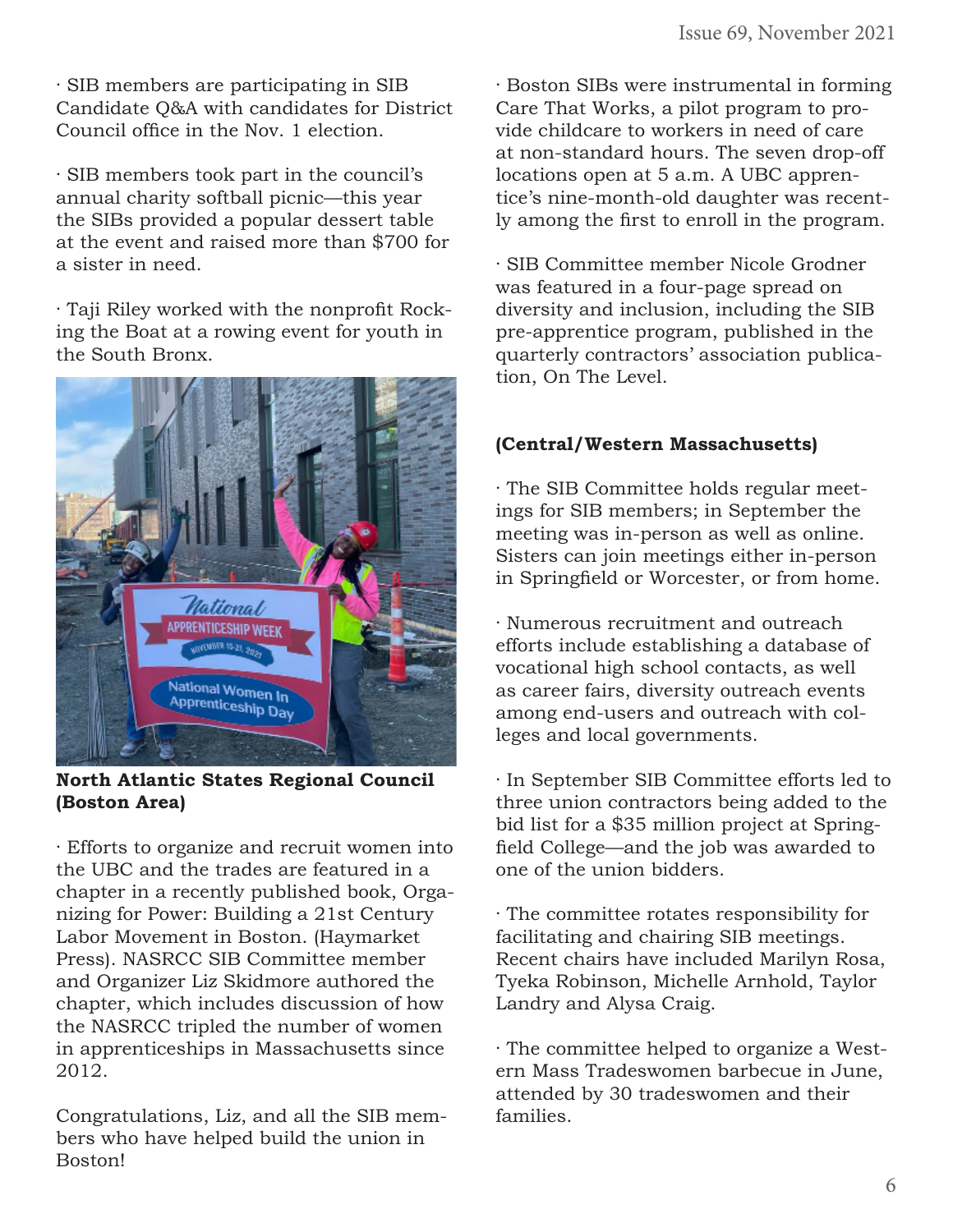· SIB members are participating in SIB Candidate Q&A with candidates for District Council office in the Nov. 1 election.

· SIB members took part in the council's annual charity softball picnic—this year the SIBs provided a popular dessert table at the event and raised more than $700 for a sister in need.

· Taji Riley worked with the nonprofit Rocking the Boat at a rowing event for youth in the South Bronx.

**North Atlantic States Regional Council (Boston Area)**

· Efforts to organize and recruit women into the UBC and the trades are featured in a chapter in a recently published book, Organizing for Power: Building a 21st Century Labor Movement in Boston. (Haymarket Press). NASRCC SIB Committee member and Organizer Liz Skidmore authored the chapter, which includes discussion of how the NASRCC tripled the number of women in apprenticeships in Massachusetts since 2012.

Congratulations, Liz, and all the SIB members who have helped build the union in Boston!

· Boston SIBs were instrumental in forming Care That Works, a pilot program to provide childcare to workers in need of care at non-standard hours. The seven drop-off locations open at 5 a.m. A UBC apprentice's nine-month-old daughter was recently among the first to enroll in the program.

· SIB Committee member Nicole Grodner was featured in a four-page spread on diversity and inclusion, including the SIB pre-apprentice program, published in the quarterly contractors' association publication, On The Level.

**(Central/Western Massachusetts)**

· The SIB Committee holds regular meetings for SIB members; in September the meeting was in-person as well as online. Sisters can join meetings either in-person in Springfield or Worcester, or from home.

· Numerous recruitment and outreach efforts include establishing a database of vocational high school contacts, as well as career fairs, diversity outreach events among end-users and outreach with colleges and local governments.

· In September SIB Committee efforts led to three union contractors being added to the bid list for a $35 million project at Springfield College—and the job was awarded to one of the union bidders.

· The committee rotates responsibility for facilitating and chairing SIB meetings. Recent chairs have included Marilyn Rosa, Tyeka Robinson, Michelle Arnhold, Taylor Landry and Alysa Craig.

· The committee helped to organize a Western Mass Tradeswomen barbecue in June, attended by 30 tradeswomen and their families.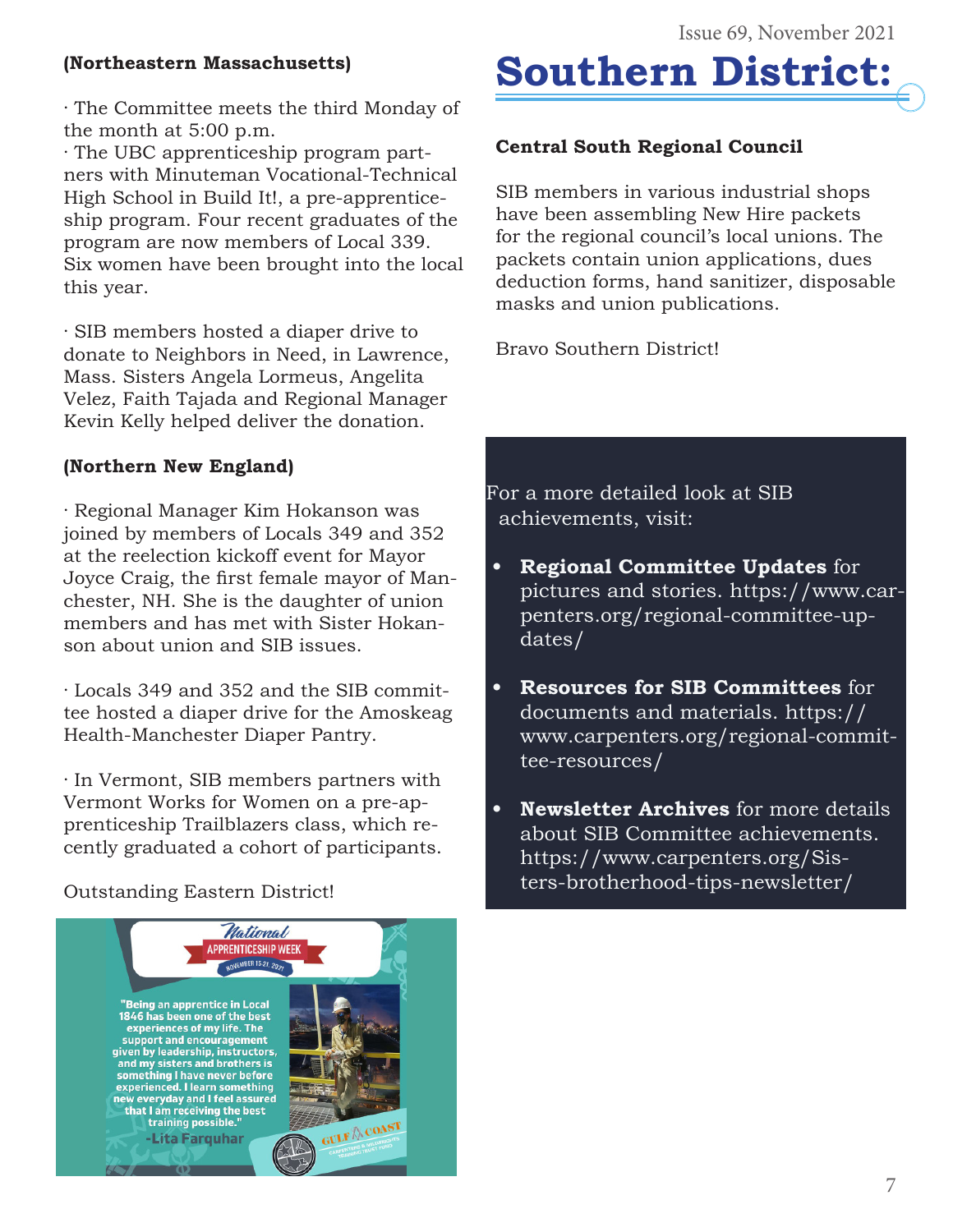**(Northeastern Massachusetts)**

· The Committee meets the third Monday of the month at 5:00 p.m.

· The UBC apprenticeship program partners with Minuteman Vocational-Technical High School in Build It!, a pre-apprenticeship program. Four recent graduates of the program are now members of Local 339. Six women have been brought into the local this year.

· SIB members hosted a diaper drive to donate to Neighbors in Need, in Lawrence, Mass. Sisters Angela Lormeus, Angelita Velez, Faith Tajada and Regional Manager Kevin Kelly helped deliver the donation.

**(Northern New England)**

· Regional Manager Kim Hokanson was joined by members of Locals 349 and 352 at the reelection kickoff event for Mayor Joyce Craig, the first female mayor of Manchester, NH. She is the daughter of union members and has met with Sister Hokanson about union and SIB issues.

· Locals 349 and 352 and the SIB committee hosted a diaper drive for the Amoskeag Health-Manchester Diaper Pantry.

· In Vermont, SIB members partners with Vermont Works for Women on a pre-apprenticeship Trailblazers class, which recently graduated a cohort of participants.

Outstanding Eastern District!

National APPRENTICESHIP WEEK NOVEMBER 15-21, 2021

"Being an apprentice in Local 1846 has been one of the best experiences of my life. The support and encouragement given by leadership, instructors, and my sisters and brothers is something I have never before experienced. I learn something new everyday and I feel assured that I am receiving the best training possible."

-Lita Farquhar

GULF COAST CARPENTERS & MILLWRIGHTS TRAINING TRUST FUND

# Southern District:

**Central South Regional Council**

SIB members in various industrial shops have been assembling New Hire packets for the regional council's local unions. The packets contain union applications, dues deduction forms, hand sanitizer, disposable masks and union publications.

Bravo Southern District!

For a more detailed look at SIB achievements, visit:

- **Regional Committee Updates** for pictures and stories. https://www.carpenters.org/regional-committee-updates/
- **Resources for SIB Committees** for documents and materials. https://www.carpenters.org/regional-committee-resources/
- **Newsletter Archives** for more details about SIB Committee achievements. https://www.carpenters.org/Sisters-brotherhood-tips-newsletter/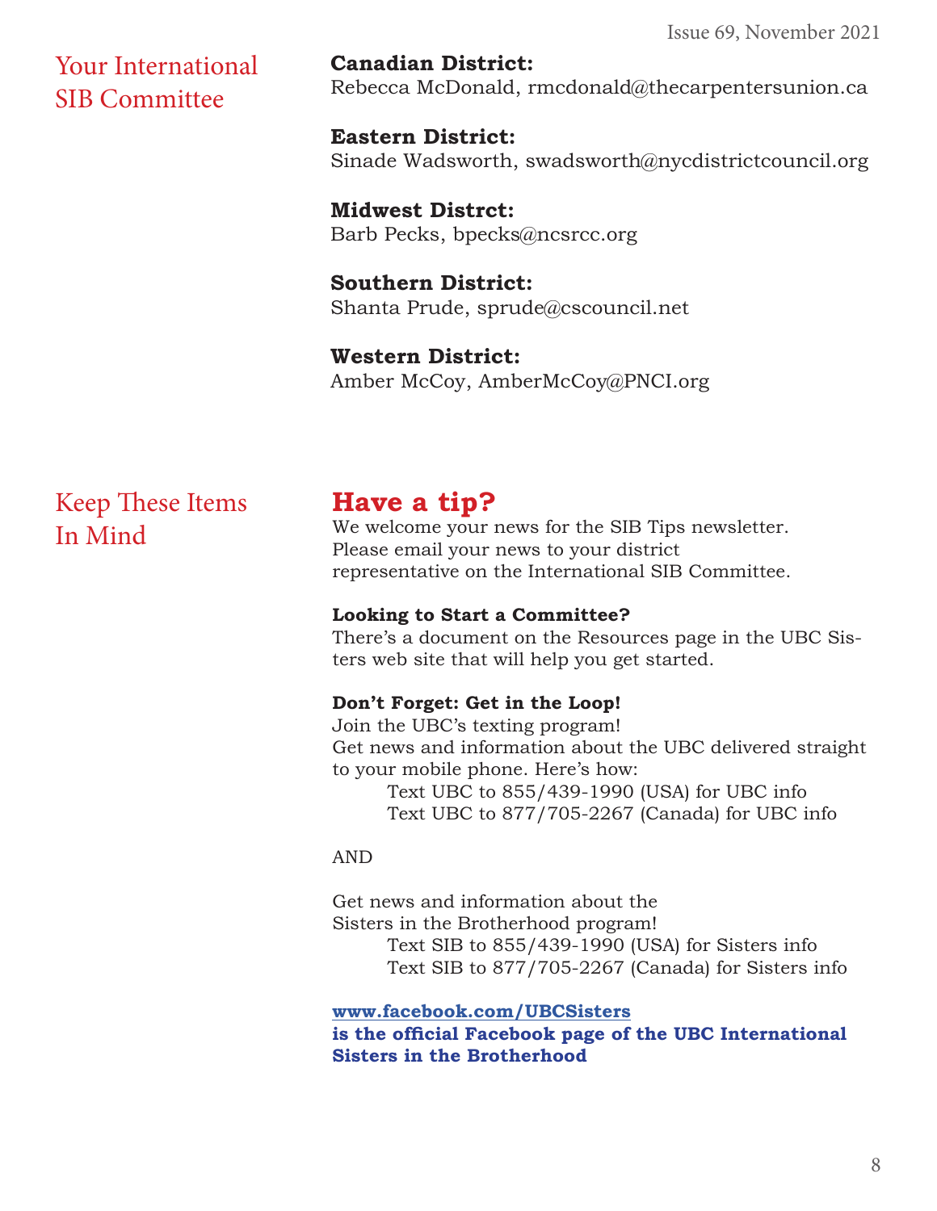## Your International SIB Committee

**Canadian District:**
Rebecca McDonald, rmcdonald@thecarpentersunion.ca

**Eastern District:**
Sinade Wadsworth, swadsworth@nycdistrictcouncil.org

**Midwest Distrct:**
Barb Pecks, bpecks@ncsrcc.org

**Southern District:**
Shanta Prude, sprude@cscouncil.net

**Western District:**
Amber McCoy, AmberMcCoy@PNCI.org

## Keep These Items In Mind

### Have a tip?

We welcome your news for the SIB Tips newsletter.
Please email your news to your district representative on the International SIB Committee.

**Looking to Start a Committee?**
There's a document on the Resources page in the UBC Sisters web site that will help you get started.

**Don't Forget: Get in the Loop!**
Join the UBC's texting program!
Get news and information about the UBC delivered straight to your mobile phone. Here's how:

Text UBC to 855/439-1990 (USA) for UBC info
Text UBC to 877/705-2267 (Canada) for UBC info

AND

Get news and information about the Sisters in the Brotherhood program!

Text SIB to 855/439-1990 (USA) for Sisters info
Text SIB to 877/705-2267 (Canada) for Sisters info

**www.facebook.com/UBCSisters is the official Facebook page of the UBC International Sisters in the Brotherhood**